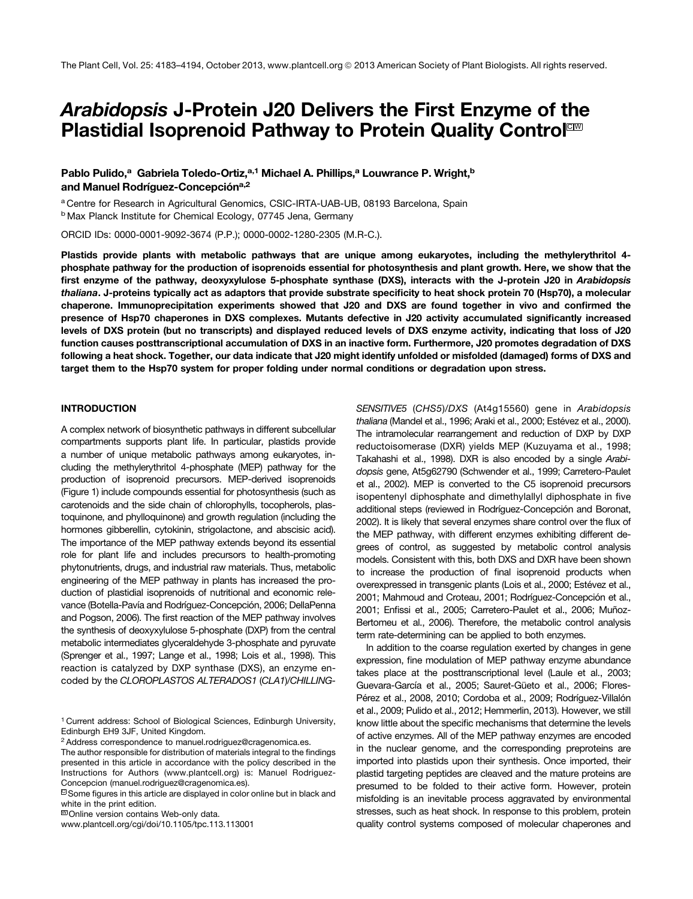# *Arabidopsis* J-Protein J20 Delivers the First Enzyme of the Plastidial Isoprenoid Pathway to Protein Quality Control[C][W]

**Pablo Pulido,[a] Gabriela Toledo-Ortiz,[a,1] Michael A. Phillips,[a] Louwrance P. Wright,[b] and Manuel Rodríguez-Concepción[a,2]**

[a] Centre for Research in Agricultural Genomics, CSIC-IRTA-UAB-UB, 08193 Barcelona, Spain
[b] Max Planck Institute for Chemical Ecology, 07745 Jena, Germany

ORCID IDs: 0000-0001-9092-3674 (P.P.); 0000-0002-1280-2305 (M.R-C.).

**Plastids provide plants with metabolic pathways that are unique among eukaryotes, including the methylerythritol 4-phosphate pathway for the production of isoprenoids essential for photosynthesis and plant growth. Here, we show that the first enzyme of the pathway, deoxyxylulose 5-phosphate synthase (DXS), interacts with the J-protein J20 in *Arabidopsis thaliana*. J-proteins typically act as adaptors that provide substrate specificity to heat shock protein 70 (Hsp70), a molecular chaperone. Immunoprecipitation experiments showed that J20 and DXS are found together in vivo and confirmed the presence of Hsp70 chaperones in DXS complexes. Mutants defective in J20 activity accumulated significantly increased levels of DXS protein (but no transcripts) and displayed reduced levels of DXS enzyme activity, indicating that loss of J20 function causes posttranscriptional accumulation of DXS in an inactive form. Furthermore, J20 promotes degradation of DXS following a heat shock. Together, our data indicate that J20 might identify unfolded or misfolded (damaged) forms of DXS and target them to the Hsp70 system for proper folding under normal conditions or degradation upon stress.**

## INTRODUCTION

A complex network of biosynthetic pathways in different subcellular compartments supports plant life. In particular, plastids provide a number of unique metabolic pathways among eukaryotes, including the methylerythritol 4-phosphate (MEP) pathway for the production of isoprenoid precursors. MEP-derived isoprenoids (Figure 1) include compounds essential for photosynthesis (such as carotenoids and the side chain of chlorophylls, tocopherols, plastoquinone, and phylloquinone) and growth regulation (including the hormones gibberellin, cytokinin, strigolactone, and abscisic acid). The importance of the MEP pathway extends beyond its essential role for plant life and includes precursors to health-promoting phytonutrients, drugs, and industrial raw materials. Thus, metabolic engineering of the MEP pathway in plants has increased the production of plastidial isoprenoids of nutritional and economic relevance (Botella-Pavía and Rodríguez-Concepción, 2006; DellaPenna and Pogson, 2006). The first reaction of the MEP pathway involves the synthesis of deoxyxylulose 5-phosphate (DXP) from the central metabolic intermediates glyceraldehyde 3-phosphate and pyruvate (Sprenger et al., 1997; Lange et al., 1998; Lois et al., 1998). This reaction is catalyzed by DXP synthase (DXS), an enzyme encoded by the *CLOROPLASTOS ALTERADOS1* (*CLA1*)/*CHILLING-SENSITIVE5* (*CHS5*)/*DXS* (At4g15560) gene in *Arabidopsis thaliana* (Mandel et al., 1996; Araki et al., 2000; Estévez et al., 2000). The intramolecular rearrangement and reduction of DXP by DXP reductoisomerase (DXR) yields MEP (Kuzuyama et al., 1998; Takahashi et al., 1998). DXR is also encoded by a single *Arabidopsis* gene, At5g62790 (Schwender et al., 1999; Carretero-Paulet et al., 2002). MEP is converted to the C5 isoprenoid precursors isopentenyl diphosphate and dimethylallyl diphosphate in five additional steps (reviewed in Rodríguez-Concepción and Boronat, 2002). It is likely that several enzymes share control over the flux of the MEP pathway, with different enzymes exhibiting different degrees of control, as suggested by metabolic control analysis models. Consistent with this, both DXS and DXR have been shown to increase the production of final isoprenoid products when overexpressed in transgenic plants (Lois et al., 2000; Estévez et al., 2001; Mahmoud and Croteau, 2001; Rodríguez-Concepción et al., 2001; Enfissi et al., 2005; Carretero-Paulet et al., 2006; Muñoz-Bertomeu et al., 2006). Therefore, the metabolic control analysis term rate-determining can be applied to both enzymes.

In addition to the coarse regulation exerted by changes in gene expression, fine modulation of MEP pathway enzyme abundance takes place at the posttranscriptional level (Laule et al., 2003; Guevara-García et al., 2005; Sauret-Güeto et al., 2006; Flores-Pérez et al., 2008, 2010; Cordoba et al., 2009; Rodríguez-Villalón et al., 2009; Pulido et al., 2012; Hemmerlin, 2013). However, we still know little about the specific mechanisms that determine the levels of active enzymes. All of the MEP pathway enzymes are encoded in the nuclear genome, and the corresponding preproteins are imported into plastids upon their synthesis. Once imported, their plastid targeting peptides are cleaved and the mature proteins are presumed to be folded to their active form. However, protein misfolding is an inevitable process aggravated by environmental stresses, such as heat shock. In response to this problem, protein quality control systems composed of molecular chaperones and

---

[1] Current address: School of Biological Sciences, Edinburgh University, Edinburgh EH9 3JF, United Kingdom.
[2] Address correspondence to manuel.rodriguez@cragenomica.es.
The author responsible for distribution of materials integral to the findings presented in this article in accordance with the policy described in the Instructions for Authors (www.plantcell.org) is: Manuel Rodriguez-Concepcion (manuel.rodriguez@cragenomica.es).
[C] Some figures in this article are displayed in color online but in black and white in the print edition.
[W] Online version contains Web-only data.
www.plantcell.org/cgi/doi/10.1105/tpc.113.113001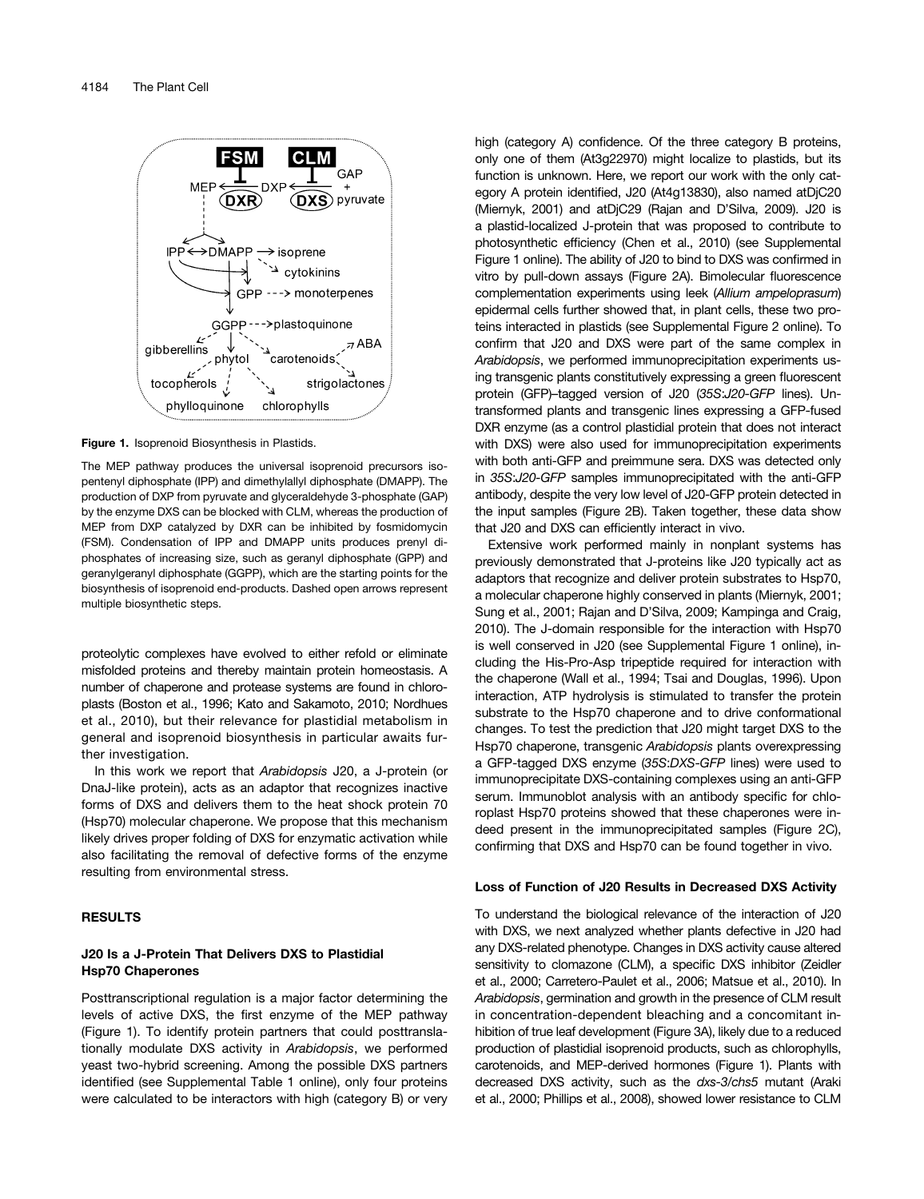**Figure 1.** Isoprenoid Biosynthesis in Plastids.

The MEP pathway produces the universal isoprenoid precursors isopentenyl diphosphate (IPP) and dimethylallyl diphosphate (DMAPP). The production of DXP from pyruvate and glyceraldehyde 3-phosphate (GAP) by the enzyme DXS can be blocked with CLM, whereas the production of MEP from DXP catalyzed by DXR can be inhibited by fosmidomycin (FSM). Condensation of IPP and DMAPP units produces prenyl diphosphates of increasing size, such as geranyl diphosphate (GPP) and geranylgeranyl diphosphate (GGPP), which are the starting points for the biosynthesis of isoprenoid end-products. Dashed open arrows represent multiple biosynthetic steps.

proteolytic complexes have evolved to either refold or eliminate misfolded proteins and thereby maintain protein homeostasis. A number of chaperone and protease systems are found in chloroplasts (Boston et al., 1996; Kato and Sakamoto, 2010; Nordhues et al., 2010), but their relevance for plastidial metabolism in general and isoprenoid biosynthesis in particular awaits further investigation.

In this work we report that *Arabidopsis* J20, a J-protein (or DnaJ-like protein), acts as an adaptor that recognizes inactive forms of DXS and delivers them to the heat shock protein 70 (Hsp70) molecular chaperone. We propose that this mechanism likely drives proper folding of DXS for enzymatic activation while also facilitating the removal of defective forms of the enzyme resulting from environmental stress.

## RESULTS

### J20 Is a J-Protein That Delivers DXS to Plastidial Hsp70 Chaperones

Posttranscriptional regulation is a major factor determining the levels of active DXS, the first enzyme of the MEP pathway (Figure 1). To identify protein partners that could posttranslationally modulate DXS activity in *Arabidopsis*, we performed yeast two-hybrid screening. Among the possible DXS partners identified (see Supplemental Table 1 online), only four proteins were calculated to be interactors with high (category B) or very high (category A) confidence. Of the three category B proteins, only one of them (At3g22970) might localize to plastids, but its function is unknown. Here, we report our work with the only category A protein identified, J20 (At4g13830), also named atDjC20 (Miernyk, 2001) and atDjC29 (Rajan and D'Silva, 2009). J20 is a plastid-localized J-protein that was proposed to contribute to photosynthetic efficiency (Chen et al., 2010) (see Supplemental Figure 1 online). The ability of J20 to bind to DXS was confirmed in vitro by pull-down assays (Figure 2A). Bimolecular fluorescence complementation experiments using leek (*Allium ampeloprasum*) epidermal cells further showed that, in plant cells, these two proteins interacted in plastids (see Supplemental Figure 2 online). To confirm that J20 and DXS were part of the same complex in *Arabidopsis*, we performed immunoprecipitation experiments using transgenic plants constitutively expressing a green fluorescent protein (GFP)–tagged version of J20 (*35S:J20-GFP* lines). Untransformed plants and transgenic lines expressing a GFP-fused DXR enzyme (as a control plastidial protein that does not interact with DXS) were also used for immunoprecipitation experiments with both anti-GFP and preimmune sera. DXS was detected only in *35S:J20-GFP* samples immunoprecipitated with the anti-GFP antibody, despite the very low level of J20-GFP protein detected in the input samples (Figure 2B). Taken together, these data show that J20 and DXS can efficiently interact in vivo.

Extensive work performed mainly in nonplant systems has previously demonstrated that J-proteins like J20 typically act as adaptors that recognize and deliver protein substrates to Hsp70, a molecular chaperone highly conserved in plants (Miernyk, 2001; Sung et al., 2001; Rajan and D'Silva, 2009; Kampinga and Craig, 2010). The J-domain responsible for the interaction with Hsp70 is well conserved in J20 (see Supplemental Figure 1 online), including the His-Pro-Asp tripeptide required for interaction with the chaperone (Wall et al., 1994; Tsai and Douglas, 1996). Upon interaction, ATP hydrolysis is stimulated to transfer the protein substrate to the Hsp70 chaperone and to drive conformational changes. To test the prediction that J20 might target DXS to the Hsp70 chaperone, transgenic *Arabidopsis* plants overexpressing a GFP-tagged DXS enzyme (*35S:DXS-GFP* lines) were used to immunoprecipitate DXS-containing complexes using an anti-GFP serum. Immunoblot analysis with an antibody specific for chloroplast Hsp70 proteins showed that these chaperones were indeed present in the immunoprecipitated samples (Figure 2C), confirming that DXS and Hsp70 can be found together in vivo.

### Loss of Function of J20 Results in Decreased DXS Activity

To understand the biological relevance of the interaction of J20 with DXS, we next analyzed whether plants defective in J20 had any DXS-related phenotype. Changes in DXS activity cause altered sensitivity to clomazone (CLM), a specific DXS inhibitor (Zeidler et al., 2000; Carretero-Paulet et al., 2006; Matsue et al., 2010). In *Arabidopsis*, germination and growth in the presence of CLM result in concentration-dependent bleaching and a concomitant inhibition of true leaf development (Figure 3A), likely due to a reduced production of plastidial isoprenoid products, such as chlorophylls, carotenoids, and MEP-derived hormones (Figure 1). Plants with decreased DXS activity, such as the *dxs-3/chs5* mutant (Araki et al., 2000; Phillips et al., 2008), showed lower resistance to CLM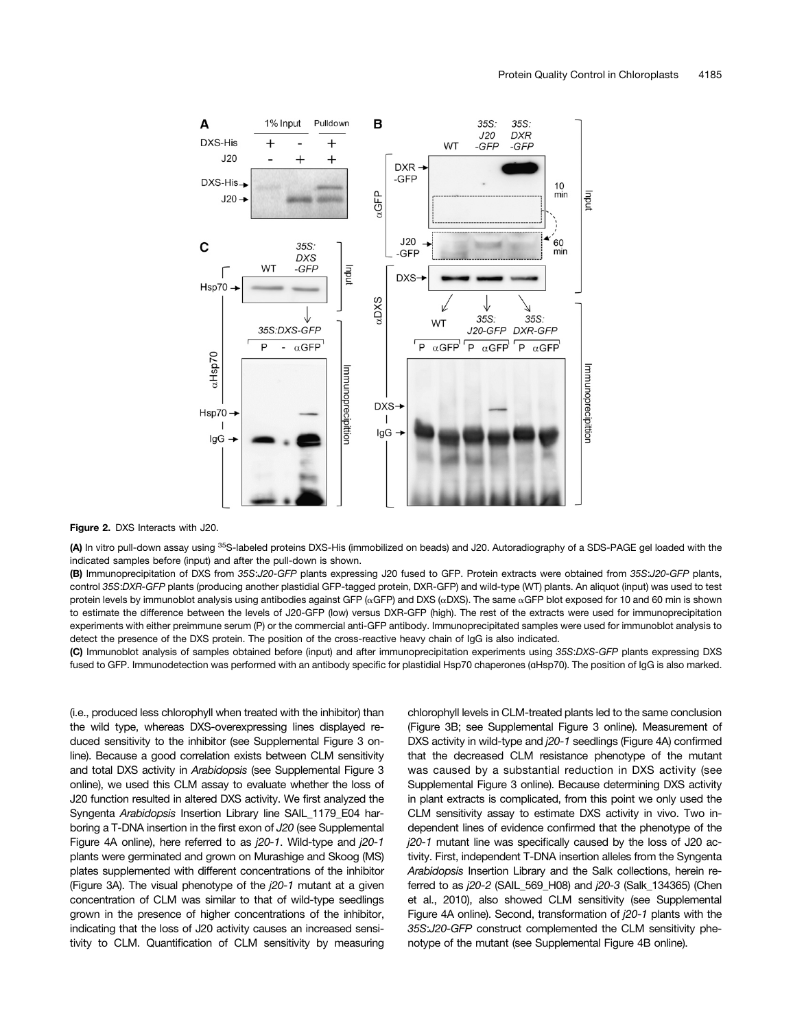**Figure 2.** DXS Interacts with J20.

**(A)** In vitro pull-down assay using $^{35}$S-labeled proteins DXS-His (immobilized on beads) and J20. Autoradiography of a SDS-PAGE gel loaded with the indicated samples before (input) and after the pull-down is shown.

**(B)** Immunoprecipitation of DXS from *35S:J20-GFP* plants expressing J20 fused to GFP. Protein extracts were obtained from *35S:J20-GFP* plants, control *35S:DXR-GFP* plants (producing another plastidial GFP-tagged protein, DXR-GFP) and wild-type (WT) plants. An aliquot (input) was used to test protein levels by immunoblot analysis using antibodies against GFP (αGFP) and DXS (αDXS). The same αGFP blot exposed for 10 and 60 min is shown to estimate the difference between the levels of J20-GFP (low) versus DXR-GFP (high). The rest of the extracts were used for immunoprecipitation experiments with either preimmune serum (P) or the commercial anti-GFP antibody. Immunoprecipitated samples were used for immunoblot analysis to detect the presence of the DXS protein. The position of the cross-reactive heavy chain of IgG is also indicated.

**(C)** Immunoblot analysis of samples obtained before (input) and after immunoprecipitation experiments using *35S:DXS-GFP* plants expressing DXS fused to GFP. Immunodetection was performed with an antibody specific for plastidial Hsp70 chaperones (αHsp70). The position of IgG is also marked.

(i.e., produced less chlorophyll when treated with the inhibitor) than the wild type, whereas DXS-overexpressing lines displayed reduced sensitivity to the inhibitor (see Supplemental Figure 3 online). Because a good correlation exists between CLM sensitivity and total DXS activity in *Arabidopsis* (see Supplemental Figure 3 online), we used this CLM assay to evaluate whether the loss of J20 function resulted in altered DXS activity. We first analyzed the Syngenta *Arabidopsis* Insertion Library line SAIL_1179_E04 harboring a T-DNA insertion in the first exon of *J20* (see Supplemental Figure 4A online), here referred to as *j20-1*. Wild-type and *j20-1* plants were germinated and grown on Murashige and Skoog (MS) plates supplemented with different concentrations of the inhibitor (Figure 3A). The visual phenotype of the *j20-1* mutant at a given concentration of CLM was similar to that of wild-type seedlings grown in the presence of higher concentrations of the inhibitor, indicating that the loss of J20 activity causes an increased sensitivity to CLM. Quantification of CLM sensitivity by measuring chlorophyll levels in CLM-treated plants led to the same conclusion (Figure 3B; see Supplemental Figure 3 online). Measurement of DXS activity in wild-type and *j20-1* seedlings (Figure 4A) confirmed that the decreased CLM resistance phenotype of the mutant was caused by a substantial reduction in DXS activity (see Supplemental Figure 3 online). Because determining DXS activity in plant extracts is complicated, from this point we only used the CLM sensitivity assay to estimate DXS activity in vivo. Two independent lines of evidence confirmed that the phenotype of the *j20-1* mutant line was specifically caused by the loss of J20 activity. First, independent T-DNA insertion alleles from the Syngenta *Arabidopsis* Insertion Library and the Salk collections, herein referred to as *j20-2* (SAIL_569_H08) and *j20-3* (Salk_134365) (Chen et al., 2010), also showed CLM sensitivity (see Supplemental Figure 4A online). Second, transformation of *j20-1* plants with the *35S:J20-GFP* construct complemented the CLM sensitivity phenotype of the mutant (see Supplemental Figure 4B online).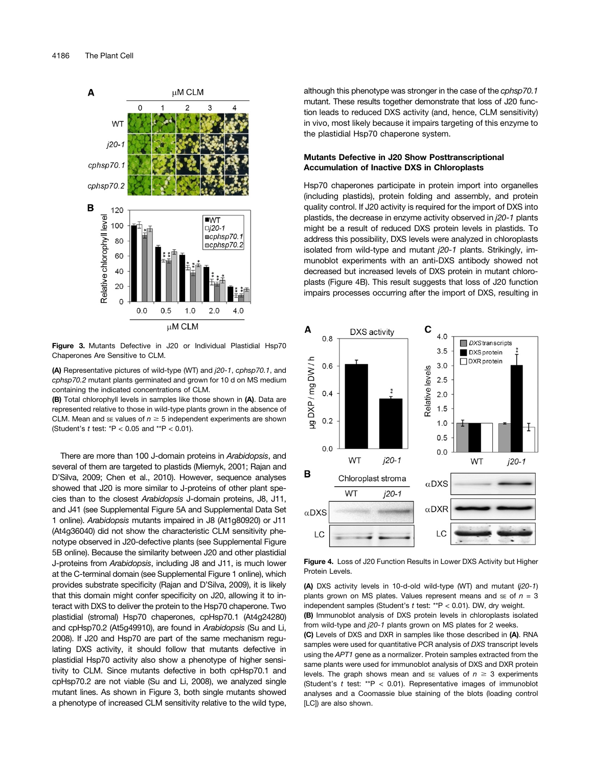**Figure 3.** Mutants Defective in J20 or Individual Plastidial Hsp70 Chaperones Are Sensitive to CLM.

**(A)** Representative pictures of wild-type (WT) and *j20-1*, *cphsp70.1*, and *cphsp70.2* mutant plants germinated and grown for 10 d on MS medium containing the indicated concentrations of CLM.

**(B)** Total chlorophyll levels in samples like those shown in **(A)**. Data are represented relative to those in wild-type plants grown in the absence of CLM. Mean and SE values of $n \geq 5$ independent experiments are shown (Student's *t* test: *P < 0.05 and **P < 0.01).

There are more than 100 J-domain proteins in *Arabidopsis*, and several of them are targeted to plastids (Miernyk, 2001; Rajan and D'Silva, 2009; Chen et al., 2010). However, sequence analyses showed that J20 is more similar to J-proteins of other plant species than to the closest *Arabidopsis* J-domain proteins, J8, J11, and J41 (see Supplemental Figure 5A and Supplemental Data Set 1 online). *Arabidopsis* mutants impaired in J8 (At1g80920) or J11 (At4g36040) did not show the characteristic CLM sensitivity phenotype observed in J20-defective plants (see Supplemental Figure 5B online). Because the similarity between J20 and other plastidial J-proteins from *Arabidopsis*, including J8 and J11, is much lower at the C-terminal domain (see Supplemental Figure 1 online), which provides substrate specificity (Rajan and D'Silva, 2009), it is likely that this domain might confer specificity on J20, allowing it to interact with DXS to deliver the protein to the Hsp70 chaperone. Two plastidial (stromal) Hsp70 chaperones, cpHsp70.1 (At4g24280) and cpHsp70.2 (At5g49910), are found in *Arabidopsis* (Su and Li, 2008). If J20 and Hsp70 are part of the same mechanism regulating DXS activity, it should follow that mutants defective in plastidial Hsp70 activity also show a phenotype of higher sensitivity to CLM. Since mutants defective in both cpHsp70.1 and cpHsp70.2 are not viable (Su and Li, 2008), we analyzed single mutant lines. As shown in Figure 3, both single mutants showed a phenotype of increased CLM sensitivity relative to the wild type, although this phenotype was stronger in the case of the *cphsp70.1* mutant. These results together demonstrate that loss of J20 function leads to reduced DXS activity (and, hence, CLM sensitivity) in vivo, most likely because it impairs targeting of this enzyme to the plastidial Hsp70 chaperone system.

### Mutants Defective in J20 Show Posttranscriptional Accumulation of Inactive DXS in Chloroplasts

Hsp70 chaperones participate in protein import into organelles (including plastids), protein folding and assembly, and protein quality control. If J20 activity is required for the import of DXS into plastids, the decrease in enzyme activity observed in *j20-1* plants might be a result of reduced DXS protein levels in plastids. To address this possibility, DXS levels were analyzed in chloroplasts isolated from wild-type and mutant *j20-1* plants. Strikingly, immunoblot experiments with an anti-DXS antibody showed not decreased but increased levels of DXS protein in mutant chloroplasts (Figure 4B). This result suggests that loss of J20 function impairs processes occurring after the import of DXS, resulting in

**Figure 4.** Loss of J20 Function Results in Lower DXS Activity but Higher Protein Levels.

**(A)** DXS activity levels in 10-d-old wild-type (WT) and mutant (*j20-1*) plants grown on MS plates. Values represent means and SE of $n = 3$ independent samples (Student's *t* test: **P < 0.01). DW, dry weight.

**(B)** Immunoblot analysis of DXS protein levels in chloroplasts isolated from wild-type and *j20-1* plants grown on MS plates for 2 weeks.

**(C)** Levels of DXS and DXR in samples like those described in **(A)**. RNA samples were used for quantitative PCR analysis of *DXS* transcript levels using the *APT1* gene as a normalizer. Protein samples extracted from the same plants were used for immunoblot analysis of DXS and DXR protein levels. The graph shows mean and SE values of $n \geq 3$ experiments (Student's *t* test: **P < 0.01). Representative images of immunoblot analyses and a Coomassie blue staining of the blots (loading control [LC]) are also shown.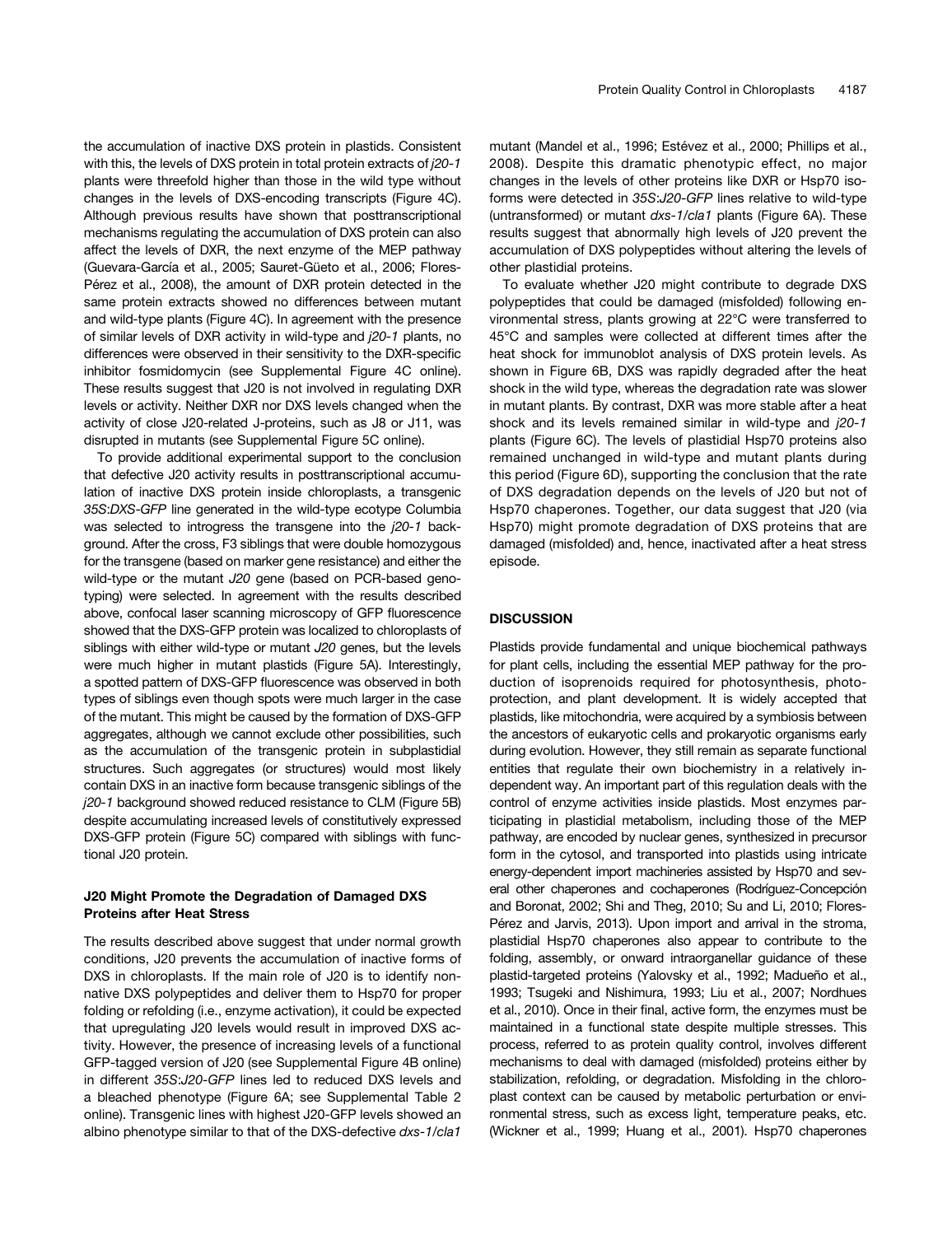the accumulation of inactive DXS protein in plastids. Consistent with this, the levels of DXS protein in total protein extracts of *j20-1* plants were threefold higher than those in the wild type without changes in the levels of DXS-encoding transcripts (Figure 4C). Although previous results have shown that posttranscriptional mechanisms regulating the accumulation of DXS protein can also affect the levels of DXR, the next enzyme of the MEP pathway (Guevara-García et al., 2005; Sauret-Güeto et al., 2006; Flores-Pérez et al., 2008), the amount of DXR protein detected in the same protein extracts showed no differences between mutant and wild-type plants (Figure 4C). In agreement with the presence of similar levels of DXR activity in wild-type and *j20-1* plants, no differences were observed in their sensitivity to the DXR-specific inhibitor fosmidomycin (see Supplemental Figure 4C online). These results suggest that J20 is not involved in regulating DXR levels or activity. Neither DXR nor DXS levels changed when the activity of close J20-related J-proteins, such as J8 or J11, was disrupted in mutants (see Supplemental Figure 5C online).

To provide additional experimental support to the conclusion that defective J20 activity results in posttranscriptional accumulation of inactive DXS protein inside chloroplasts, a transgenic *35S:DXS-GFP* line generated in the wild-type ecotype Columbia was selected to introgress the transgene into the *j20-1* background. After the cross, F3 siblings that were double homozygous for the transgene (based on marker gene resistance) and either the wild-type or the mutant *J20* gene (based on PCR-based genotyping) were selected. In agreement with the results described above, confocal laser scanning microscopy of GFP fluorescence showed that the DXS-GFP protein was localized to chloroplasts of siblings with either wild-type or mutant *J20* genes, but the levels were much higher in mutant plastids (Figure 5A). Interestingly, a spotted pattern of DXS-GFP fluorescence was observed in both types of siblings even though spots were much larger in the case of the mutant. This might be caused by the formation of DXS-GFP aggregates, although we cannot exclude other possibilities, such as the accumulation of the transgenic protein in subplastidial structures. Such aggregates (or structures) would most likely contain DXS in an inactive form because transgenic siblings of the *j20-1* background showed reduced resistance to CLM (Figure 5B) despite accumulating increased levels of constitutively expressed DXS-GFP protein (Figure 5C) compared with siblings with functional J20 protein.

### J20 Might Promote the Degradation of Damaged DXS Proteins after Heat Stress

The results described above suggest that under normal growth conditions, J20 prevents the accumulation of inactive forms of DXS in chloroplasts. If the main role of J20 is to identify non-native DXS polypeptides and deliver them to Hsp70 for proper folding or refolding (i.e., enzyme activation), it could be expected that upregulating J20 levels would result in improved DXS activity. However, the presence of increasing levels of a functional GFP-tagged version of J20 (see Supplemental Figure 4B online) in different *35S:J20-GFP* lines led to reduced DXS levels and a bleached phenotype (Figure 6A; see Supplemental Table 2 online). Transgenic lines with highest J20-GFP levels showed an albino phenotype similar to that of the DXS-defective *dxs-1/cla1* mutant (Mandel et al., 1996; Estévez et al., 2000; Phillips et al., 2008). Despite this dramatic phenotypic effect, no major changes in the levels of other proteins like DXR or Hsp70 isoforms were detected in *35S:J20-GFP* lines relative to wild-type (untransformed) or mutant *dxs-1/cla1* plants (Figure 6A). These results suggest that abnormally high levels of J20 prevent the accumulation of DXS polypeptides without altering the levels of other plastidial proteins.

To evaluate whether J20 might contribute to degrade DXS polypeptides that could be damaged (misfolded) following environmental stress, plants growing at 22°C were transferred to 45°C and samples were collected at different times after the heat shock for immunoblot analysis of DXS protein levels. As shown in Figure 6B, DXS was rapidly degraded after the heat shock in the wild type, whereas the degradation rate was slower in mutant plants. By contrast, DXR was more stable after a heat shock and its levels remained similar in wild-type and *j20-1* plants (Figure 6C). The levels of plastidial Hsp70 proteins also remained unchanged in wild-type and mutant plants during this period (Figure 6D), supporting the conclusion that the rate of DXS degradation depends on the levels of J20 but not of Hsp70 chaperones. Together, our data suggest that J20 (via Hsp70) might promote degradation of DXS proteins that are damaged (misfolded) and, hence, inactivated after a heat stress episode.

## DISCUSSION

Plastids provide fundamental and unique biochemical pathways for plant cells, including the essential MEP pathway for the production of isoprenoids required for photosynthesis, photoprotection, and plant development. It is widely accepted that plastids, like mitochondria, were acquired by a symbiosis between the ancestors of eukaryotic cells and prokaryotic organisms early during evolution. However, they still remain as separate functional entities that regulate their own biochemistry in a relatively independent way. An important part of this regulation deals with the control of enzyme activities inside plastids. Most enzymes participating in plastidial metabolism, including those of the MEP pathway, are encoded by nuclear genes, synthesized in precursor form in the cytosol, and transported into plastids using intricate energy-dependent import machineries assisted by Hsp70 and several other chaperones and cochaperones (Rodríguez-Concepción and Boronat, 2002; Shi and Theg, 2010; Su and Li, 2010; Flores-Pérez and Jarvis, 2013). Upon import and arrival in the stroma, plastidial Hsp70 chaperones also appear to contribute to the folding, assembly, or onward intraorganellar guidance of these plastid-targeted proteins (Yalovsky et al., 1992; Madueño et al., 1993; Tsugeki and Nishimura, 1993; Liu et al., 2007; Nordhues et al., 2010). Once in their final, active form, the enzymes must be maintained in a functional state despite multiple stresses. This process, referred to as protein quality control, involves different mechanisms to deal with damaged (misfolded) proteins either by stabilization, refolding, or degradation. Misfolding in the chloroplast context can be caused by metabolic perturbation or environmental stress, such as excess light, temperature peaks, etc. (Wickner et al., 1999; Huang et al., 2001). Hsp70 chaperones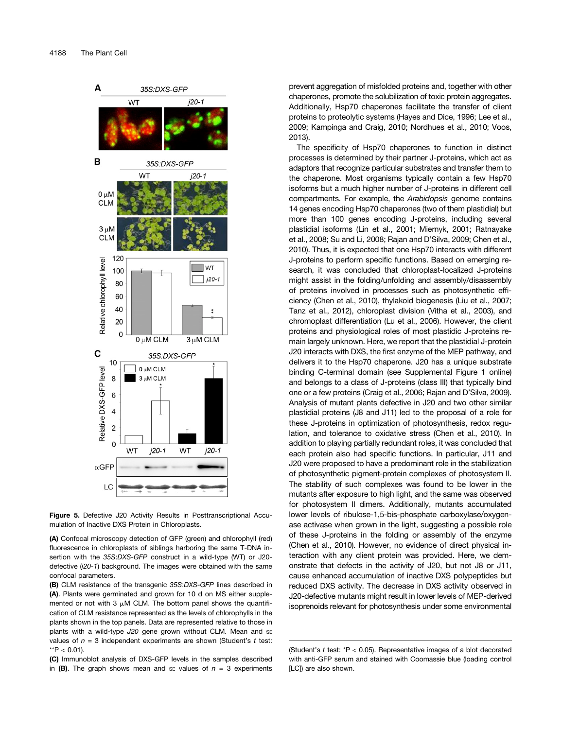**Figure 5.** Defective J20 Activity Results in Posttranscriptional Accumulation of Inactive DXS Protein in Chloroplasts.

**(A)** Confocal microscopy detection of GFP (green) and chlorophyll (red) fluorescence in chloroplasts of siblings harboring the same T-DNA insertion with the *35S:DXS-GFP* construct in a wild-type (WT) or J20-defective (*j20-1*) background. The images were obtained with the same confocal parameters.

**(B)** CLM resistance of the transgenic *35S:DXS-GFP* lines described in **(A)**. Plants were germinated and grown for 10 d on MS either supplemented or not with 3 μM CLM. The bottom panel shows the quantification of CLM resistance represented as the levels of chlorophylls in the plants shown in the top panels. Data are represented relative to those in plants with a wild-type *J20* gene grown without CLM. Mean and SE values of *n* = 3 independent experiments are shown (Student's *t* test: **P < 0.01).

**(C)** Immunoblot analysis of DXS-GFP levels in the samples described in **(B)**. The graph shows mean and SE values of *n* = 3 experiments (Student's *t* test: *P < 0.05). Representative images of a blot decorated with anti-GFP serum and stained with Coomassie blue (loading control [LC]) are also shown.

prevent aggregation of misfolded proteins and, together with other chaperones, promote the solubilization of toxic protein aggregates. Additionally, Hsp70 chaperones facilitate the transfer of client proteins to proteolytic systems (Hayes and Dice, 1996; Lee et al., 2009; Kampinga and Craig, 2010; Nordhues et al., 2010; Voos, 2013).

The specificity of Hsp70 chaperones to function in distinct processes is determined by their partner J-proteins, which act as adaptors that recognize particular substrates and transfer them to the chaperone. Most organisms typically contain a few Hsp70 isoforms but a much higher number of J-proteins in different cell compartments. For example, the *Arabidopsis* genome contains 14 genes encoding Hsp70 chaperones (two of them plastidial) but more than 100 genes encoding J-proteins, including several plastidial isoforms (Lin et al., 2001; Miernyk, 2001; Ratnayake et al., 2008; Su and Li, 2008; Rajan and D'Silva, 2009; Chen et al., 2010). Thus, it is expected that one Hsp70 interacts with different J-proteins to perform specific functions. Based on emerging research, it was concluded that chloroplast-localized J-proteins might assist in the folding/unfolding and assembly/disassembly of proteins involved in processes such as photosynthetic efficiency (Chen et al., 2010), thylakoid biogenesis (Liu et al., 2007; Tanz et al., 2012), chloroplast division (Vitha et al., 2003), and chromoplast differentiation (Lu et al., 2006). However, the client proteins and physiological roles of most plastidic J-proteins remain largely unknown. Here, we report that the plastidial J-protein J20 interacts with DXS, the first enzyme of the MEP pathway, and delivers it to the Hsp70 chaperone. J20 has a unique substrate binding C-terminal domain (see Supplemental Figure 1 online) and belongs to a class of J-proteins (class III) that typically bind one or a few proteins (Craig et al., 2006; Rajan and D'Silva, 2009). Analysis of mutant plants defective in J20 and two other similar plastidial proteins (J8 and J11) led to the proposal of a role for these J-proteins in optimization of photosynthesis, redox regulation, and tolerance to oxidative stress (Chen et al., 2010). In addition to playing partially redundant roles, it was concluded that each protein also had specific functions. In particular, J11 and J20 were proposed to have a predominant role in the stabilization of photosynthetic pigment-protein complexes of photosystem II. The stability of such complexes was found to be lower in the mutants after exposure to high light, and the same was observed for photosystem II dimers. Additionally, mutants accumulated lower levels of ribulose-1,5-bis-phosphate carboxylase/oxygenase activase when grown in the light, suggesting a possible role of these J-proteins in the folding or assembly of the enzyme (Chen et al., 2010). However, no evidence of direct physical interaction with any client protein was provided. Here, we demonstrate that defects in the activity of J20, but not J8 or J11, cause enhanced accumulation of inactive DXS polypeptides but reduced DXS activity. The decrease in DXS activity observed in J20-defective mutants might result in lower levels of MEP-derived isoprenoids relevant for photosynthesis under some environmental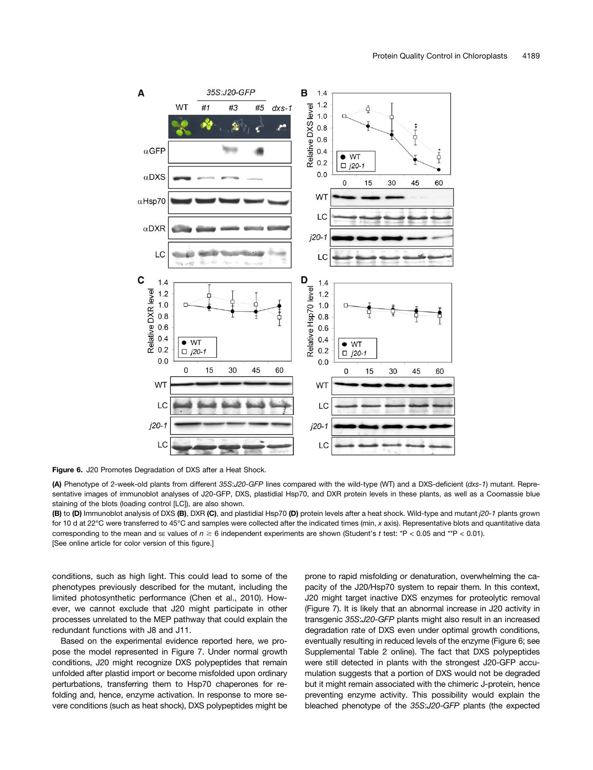**Figure 6.** J20 Promotes Degradation of DXS after a Heat Shock.

**(A)** Phenotype of 2-week-old plants from different *35S:J20-GFP* lines compared with the wild-type (WT) and a DXS-deficient (*dxs-1*) mutant. Representative images of immunoblot analyses of J20-GFP, DXS, plastidial Hsp70, and DXR protein levels in these plants, as well as a Coomassie blue staining of the blots (loading control [LC]), are also shown.

**(B)** to **(D)** Immunoblot analysis of DXS **(B)**, DXR **(C)**, and plastidial Hsp70 **(D)** protein levels after a heat shock. Wild-type and mutant *j20-1* plants grown for 10 d at 22°C were transferred to 45°C and samples were collected after the indicated times (min, *x* axis). Representative blots and quantitative data corresponding to the mean and SE values of $n \geq 6$ independent experiments are shown (Student's *t* test: $^{*}P < 0.05$ and $^{**}P < 0.01$).

[See online article for color version of this figure.]

conditions, such as high light. This could lead to some of the phenotypes previously described for the mutant, including the limited photosynthetic performance (Chen et al., 2010). However, we cannot exclude that J20 might participate in other processes unrelated to the MEP pathway that could explain the redundant functions with J8 and J11.

Based on the experimental evidence reported here, we propose the model represented in Figure 7. Under normal growth conditions, J20 might recognize DXS polypeptides that remain unfolded after plastid import or become misfolded upon ordinary perturbations, transferring them to Hsp70 chaperones for refolding and, hence, enzyme activation. In response to more severe conditions (such as heat shock), DXS polypeptides might be prone to rapid misfolding or denaturation, overwhelming the capacity of the J20/Hsp70 system to repair them. In this context, J20 might target inactive DXS enzymes for proteolytic removal (Figure 7). It is likely that an abnormal increase in J20 activity in transgenic *35S:J20-GFP* plants might also result in an increased degradation rate of DXS even under optimal growth conditions, eventually resulting in reduced levels of the enzyme (Figure 6; see Supplemental Table 2 online). The fact that DXS polypeptides were still detected in plants with the strongest J20-GFP accumulation suggests that a portion of DXS would not be degraded but it might remain associated with the chimeric J-protein, hence preventing enzyme activity. This possibility would explain the bleached phenotype of the *35S:J20-GFP* plants (the expected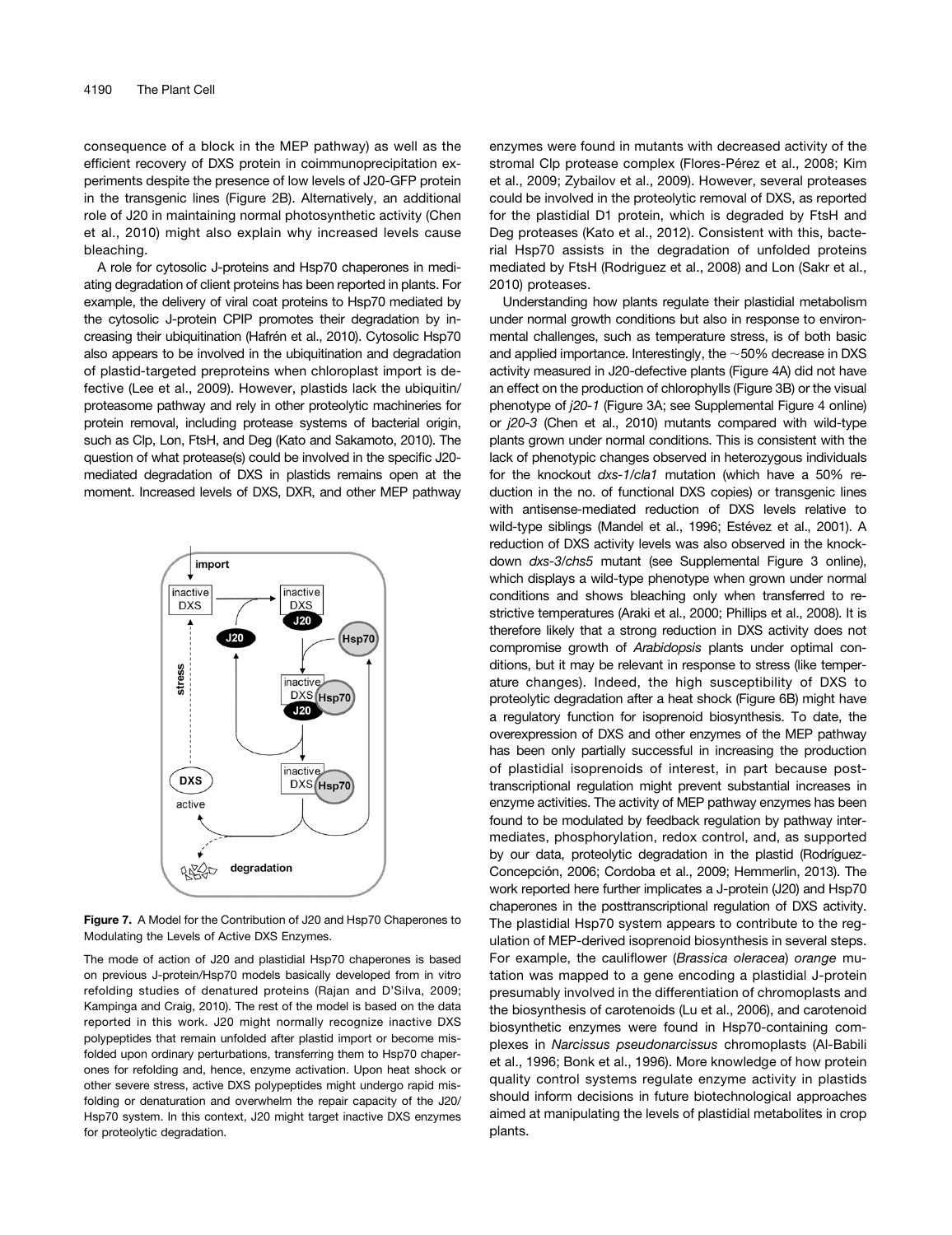consequence of a block in the MEP pathway) as well as the efficient recovery of DXS protein in coimmunoprecipitation experiments despite the presence of low levels of J20-GFP protein in the transgenic lines (Figure 2B). Alternatively, an additional role of J20 in maintaining normal photosynthetic activity (Chen et al., 2010) might also explain why increased levels cause bleaching.

A role for cytosolic J-proteins and Hsp70 chaperones in mediating degradation of client proteins has been reported in plants. For example, the delivery of viral coat proteins to Hsp70 mediated by the cytosolic J-protein CPIP promotes their degradation by increasing their ubiquitination (Hafrén et al., 2010). Cytosolic Hsp70 also appears to be involved in the ubiquitination and degradation of plastid-targeted preproteins when chloroplast import is defective (Lee et al., 2009). However, plastids lack the ubiquitin/proteasome pathway and rely in other proteolytic machineries for protein removal, including protease systems of bacterial origin, such as Clp, Lon, FtsH, and Deg (Kato and Sakamoto, 2010). The question of what protease(s) could be involved in the specific J20-mediated degradation of DXS in plastids remains open at the moment. Increased levels of DXS, DXR, and other MEP pathway enzymes were found in mutants with decreased activity of the stromal Clp protease complex (Flores-Pérez et al., 2008; Kim et al., 2009; Zybailov et al., 2009). However, several proteases could be involved in the proteolytic removal of DXS, as reported for the plastidial D1 protein, which is degraded by FtsH and Deg proteases (Kato et al., 2012). Consistent with this, bacterial Hsp70 assists in the degradation of unfolded proteins mediated by FtsH (Rodriguez et al., 2008) and Lon (Sakr et al., 2010) proteases.

**Figure 7.** A Model for the Contribution of J20 and Hsp70 Chaperones to Modulating the Levels of Active DXS Enzymes.

The mode of action of J20 and plastidial Hsp70 chaperones is based on previous J-protein/Hsp70 models basically developed from in vitro refolding studies of denatured proteins (Rajan and D'Silva, 2009; Kampinga and Craig, 2010). The rest of the model is based on the data reported in this work. J20 might normally recognize inactive DXS polypeptides that remain unfolded after plastid import or become misfolded upon ordinary perturbations, transferring them to Hsp70 chaperones for refolding and, hence, enzyme activation. Upon heat shock or other severe stress, active DXS polypeptides might undergo rapid misfolding or denaturation and overwhelm the repair capacity of the J20/Hsp70 system. In this context, J20 might target inactive DXS enzymes for proteolytic degradation.

Understanding how plants regulate their plastidial metabolism under normal growth conditions but also in response to environmental challenges, such as temperature stress, is of both basic and applied importance. Interestingly, the ~50% decrease in DXS activity measured in J20-defective plants (Figure 4A) did not have an effect on the production of chlorophylls (Figure 3B) or the visual phenotype of *j20-1* (Figure 3A; see Supplemental Figure 4 online) or *j20-3* (Chen et al., 2010) mutants compared with wild-type plants grown under normal conditions. This is consistent with the lack of phenotypic changes observed in heterozygous individuals for the knockout *dxs-1/cla1* mutation (which have a 50% reduction in the no. of functional DXS copies) or transgenic lines with antisense-mediated reduction of DXS levels relative to wild-type siblings (Mandel et al., 1996; Estévez et al., 2001). A reduction of DXS activity levels was also observed in the knockdown *dxs-3/chs5* mutant (see Supplemental Figure 3 online), which displays a wild-type phenotype when grown under normal conditions and shows bleaching only when transferred to restrictive temperatures (Araki et al., 2000; Phillips et al., 2008). It is therefore likely that a strong reduction in DXS activity does not compromise growth of *Arabidopsis* plants under optimal conditions, but it may be relevant in response to stress (like temperature changes). Indeed, the high susceptibility of DXS to proteolytic degradation after a heat shock (Figure 6B) might have a regulatory function for isoprenoid biosynthesis. To date, the overexpression of DXS and other enzymes of the MEP pathway has been only partially successful in increasing the production of plastidial isoprenoids of interest, in part because posttranscriptional regulation might prevent substantial increases in enzyme activities. The activity of MEP pathway enzymes has been found to be modulated by feedback regulation by pathway intermediates, phosphorylation, redox control, and, as supported by our data, proteolytic degradation in the plastid (Rodríguez-Concepción, 2006; Cordoba et al., 2009; Hemmerlin, 2013). The work reported here further implicates a J-protein (J20) and Hsp70 chaperones in the posttranscriptional regulation of DXS activity. The plastidial Hsp70 system appears to contribute to the regulation of MEP-derived isoprenoid biosynthesis in several steps. For example, the cauliflower (*Brassica oleracea*) *orange* mutation was mapped to a gene encoding a plastidial J-protein presumably involved in the differentiation of chromoplasts and the biosynthesis of carotenoids (Lu et al., 2006), and carotenoid biosynthetic enzymes were found in Hsp70-containing complexes in *Narcissus pseudonarcissus* chromoplasts (Al-Babili et al., 1996; Bonk et al., 1996). More knowledge of how protein quality control systems regulate enzyme activity in plastids should inform decisions in future biotechnological approaches aimed at manipulating the levels of plastidial metabolites in crop plants.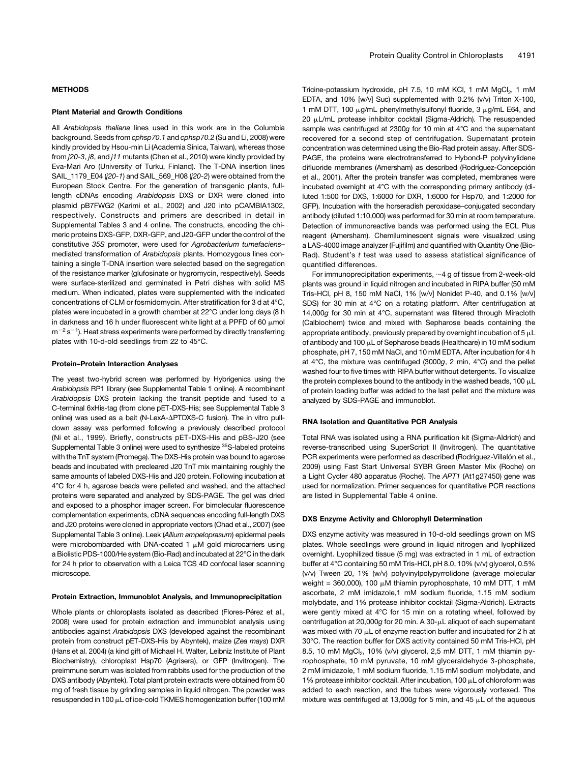## METHODS

### Plant Material and Growth Conditions

All *Arabidopsis thaliana* lines used in this work are in the Columbia background. Seeds from *cphsp70.1* and *cphsp70.2* (Su and Li, 2008) were kindly provided by Hsou-min Li (Academia Sinica, Taiwan), whereas those from *j20-3*, *j8*, and *j11* mutants (Chen et al., 2010) were kindly provided by Eva-Mari Aro (University of Turku, Finland). The T-DNA insertion lines SAIL_1179_E04 (*j20-1*) and SAIL_569_H08 (*j20-2*) were obtained from the European Stock Centre. For the generation of transgenic plants, full-length cDNAs encoding *Arabidopsis* DXS or DXR were cloned into plasmid pB7FWG2 (Karimi et al., 2002) and J20 into pCAMBIA1302, respectively. Constructs and primers are described in detail in Supplemental Tables 3 and 4 online. The constructs, encoding the chimeric proteins DXS-GFP, DXR-GFP, and J20-GFP under the control of the constitutive *35S* promoter, were used for *Agrobacterium tumefaciens*–mediated transformation of *Arabidopsis* plants. Homozygous lines containing a single T-DNA insertion were selected based on the segregation of the resistance marker (glufosinate or hygromycin, respectively). Seeds were surface-sterilized and germinated in Petri dishes with solid MS medium. When indicated, plates were supplemented with the indicated concentrations of CLM or fosmidomycin. After stratification for 3 d at 4°C, plates were incubated in a growth chamber at 22°C under long days (8 h in darkness and 16 h under fluorescent white light at a PPFD of 60 $\mu$mol $m^{-2} s^{-1}$). Heat stress experiments were performed by directly transferring plates with 10-d-old seedlings from 22 to 45°C.

### Protein–Protein Interaction Analyses

The yeast two-hybrid screen was performed by Hybrigenics using the *Arabidopsis* RP1 library (see Supplemental Table 1 online). A recombinant *Arabidopsis* DXS protein lacking the transit peptide and fused to a C-terminal 6xHis-tag (from clone pET-DXS-His; see Supplemental Table 3 online) was used as a bait (N-LexA-ΔPTDXS-C fusion). The in vitro pull-down assay was performed following a previously described protocol (Ni et al., 1999). Briefly, constructs pET-DXS-His and pBS-J20 (see Supplemental Table 3 online) were used to synthesize $^{35}$S-labeled proteins with the TnT system (Promega). The DXS-His protein was bound to agarose beads and incubated with precleared J20 TnT mix maintaining roughly the same amounts of labeled DXS-His and J20 protein. Following incubation at 4°C for 4 h, agarose beads were pelleted and washed, and the attached proteins were separated and analyzed by SDS-PAGE. The gel was dried and exposed to a phosphor imager screen. For bimolecular fluorescence complementation experiments, cDNA sequences encoding full-length DXS and J20 proteins were cloned in appropriate vectors (Ohad et al., 2007) (see Supplemental Table 3 online). Leek (*Allium ampeloprasum*) epidermal peels were microbombarded with DNA-coated 1 $\mu$M gold microcarriers using a Biolistic PDS-1000/He system (Bio-Rad) and incubated at 22°C in the dark for 24 h prior to observation with a Leica TCS 4D confocal laser scanning microscope.

### Protein Extraction, Immunoblot Analysis, and Immunoprecipitation

Whole plants or chloroplasts isolated as described (Flores-Pérez et al., 2008) were used for protein extraction and immunoblot analysis using antibodies against *Arabidopsis* DXS (developed against the recombinant protein from construct pET-DXS-His by Abyntek), maize (*Zea mays*) DXR (Hans et al. 2004) (a kind gift of Michael H. Walter, Leibniz Institute of Plant Biochemistry), chloroplast Hsp70 (Agrisera), or GFP (Invitrogen). The preimmune serum was isolated from rabbits used for the production of the DXS antibody (Abyntek). Total plant protein extracts were obtained from 50 mg of fresh tissue by grinding samples in liquid nitrogen. The powder was resuspended in 100 $\mu$L of ice-cold TKMES homogenization buffer (100 mM Tricine-potassium hydroxide, pH 7.5, 10 mM KCl, 1 mM $MgCl_2$, 1 mM EDTA, and 10% [w/v] Suc) supplemented with 0.2% (v/v) Triton X-100, 1 mM DTT, 100 $\mu$g/mL phenylmethylsulfonyl fluoride, 3 $\mu$g/mL E64, and 20 $\mu$L/mL protease inhibitor cocktail (Sigma-Aldrich). The resuspended sample was centrifuged at 2300*g* for 10 min at 4°C and the supernatant recovered for a second step of centrifugation. Supernatant protein concentration was determined using the Bio-Rad protein assay. After SDS-PAGE, the proteins were electrotransferred to Hybond-P polyvinylidene difluoride membranes (Amersham) as described (Rodríguez-Concepción et al., 2001). After the protein transfer was completed, membranes were incubated overnight at 4°C with the corresponding primary antibody (diluted 1:500 for DXS, 1:6000 for DXR, 1:6000 for Hsp70, and 1:2000 for GFP). Incubation with the horseradish peroxidase–conjugated secondary antibody (diluted 1:10,000) was performed for 30 min at room temperature. Detection of immunoreactive bands was performed using the ECL Plus reagent (Amersham). Chemiluminescent signals were visualized using a LAS-4000 image analyzer (Fujifilm) and quantified with Quantity One (Bio-Rad). Student's *t* test was used to assess statistical significance of quantified differences.

For immunoprecipitation experiments, ~4 g of tissue from 2-week-old plants was ground in liquid nitrogen and incubated in RIPA buffer (50 mM Tris-HCl, pH 8, 150 mM NaCl, 1% [w/v] Nonidet P-40, and 0.1% [w/v] SDS) for 30 min at 4°C on a rotating platform. After centrifugation at 14,000*g* for 30 min at 4°C, supernatant was filtered through Miracloth (Calbiochem) twice and mixed with Sepharose beads containing the appropriate antibody, previously prepared by overnight incubation of 5 $\mu$L of antibody and 100 $\mu$L of Sepharose beads (Healthcare) in 10 mM sodium phosphate, pH 7, 150 mM NaCl, and 10 mM EDTA. After incubation for 4 h at 4°C, the mixture was centrifuged (3000*g*, 2 min, 4°C) and the pellet washed four to five times with RIPA buffer without detergents. To visualize the protein complexes bound to the antibody in the washed beads, 100 $\mu$L of protein loading buffer was added to the last pellet and the mixture was analyzed by SDS-PAGE and immunoblot.

### RNA Isolation and Quantitative PCR Analysis

Total RNA was isolated using a RNA purification kit (Sigma-Aldrich) and reverse-transcribed using SuperScript II (Invitrogen). The quantitative PCR experiments were performed as described (Rodríguez-Villalón et al., 2009) using Fast Start Universal SYBR Green Master Mix (Roche) on a Light Cycler 480 apparatus (Roche). The *APT1* (At1g27450) gene was used for normalization. Primer sequences for quantitative PCR reactions are listed in Supplemental Table 4 online.

### DXS Enzyme Activity and Chlorophyll Determination

DXS enzyme activity was measured in 10-d-old seedlings grown on MS plates. Whole seedlings were ground in liquid nitrogen and lyophilized overnight. Lyophilized tissue (5 mg) was extracted in 1 mL of extraction buffer at 4°C containing 50 mM Tris-HCl, pH 8.0, 10% (v/v) glycerol, 0.5% (v/v) Tween 20, 1% (w/v) polyvinylpolypyrrolidone (average molecular weight = 360,000), 100 $\mu$M thiamin pyrophosphate, 10 mM DTT, 1 mM ascorbate, 2 mM imidazole,1 mM sodium fluoride, 1.15 mM sodium molybdate, and 1% protease inhibitor cocktail (Sigma-Aldrich). Extracts were gently mixed at 4°C for 15 min on a rotating wheel, followed by centrifugation at 20,000*g* for 20 min. A 30-$\mu$L aliquot of each supernatant was mixed with 70 $\mu$L of enzyme reaction buffer and incubated for 2 h at 30°C. The reaction buffer for DXS activity contained 50 mM Tris-HCl, pH 8.5, 10 mM $MgCl_2$, 10% (v/v) glycerol, 2,5 mM DTT, 1 mM thiamin pyrophosphate, 10 mM pyruvate, 10 mM glyceraldehyde 3-phosphate, 2 mM imidazole, 1 mM sodium fluoride, 1.15 mM sodium molybdate, and 1% protease inhibitor cocktail. After incubation, 100 $\mu$L of chloroform was added to each reaction, and the tubes were vigorously vortexed. The mixture was centrifuged at 13,000*g* for 5 min, and 45 $\mu$L of the aqueous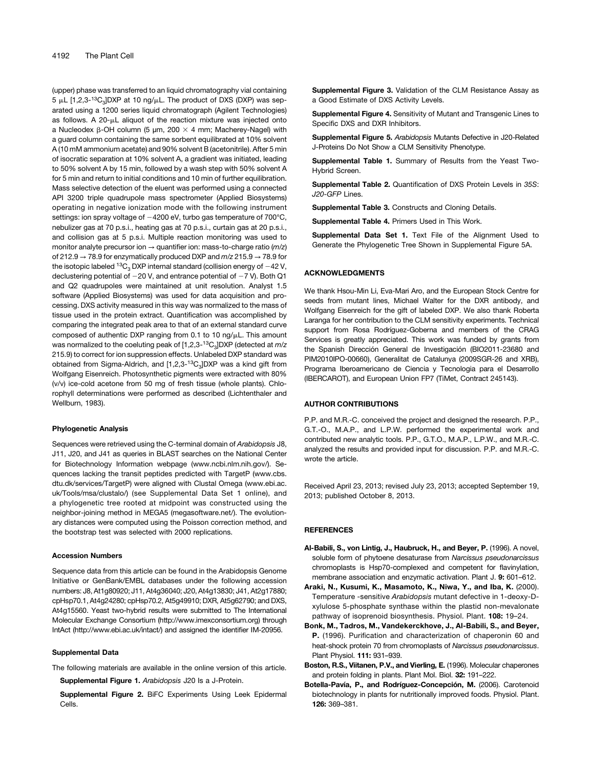(upper) phase was transferred to an liquid chromatography vial containing 5 μL [1,2,3-$^{13}C_3$]DXP at 10 ng/μL. The product of DXS (DXP) was separated using a 1200 series liquid chromatograph (Agilent Technologies) as follows. A 20-μL aliquot of the reaction mixture was injected onto a Nucleodex β-OH column (5 μm, 200 × 4 mm; Macherey-Nagel) with a guard column containing the same sorbent equilibrated at 10% solvent A (10 mM ammonium acetate) and 90% solvent B (acetonitrile). After 5 min of isocratic separation at 10% solvent A, a gradient was initiated, leading to 50% solvent A by 15 min, followed by a wash step with 50% solvent A for 5 min and return to initial conditions and 10 min of further equilibration. Mass selective detection of the eluent was performed using a connected API 3200 triple quadrupole mass spectrometer (Applied Biosystems) operating in negative ionization mode with the following instrument settings: ion spray voltage of −4200 eV, turbo gas temperature of 700°C, nebulizer gas at 70 p.s.i., heating gas at 70 p.s.i., curtain gas at 20 p.s.i., and collision gas at 5 p.s.i. Multiple reaction monitoring was used to monitor analyte precursor ion → quantifier ion: mass-to-charge ratio (*m/z*) of 212.9 → 78.9 for enzymatically produced DXP and *m/z* 215.9 → 78.9 for the isotopic labeled $^{13}C_3$ DXP internal standard (collision energy of −42 V, declustering potential of −20 V, and entrance potential of −7 V). Both Q1 and Q2 quadrupoles were maintained at unit resolution. Analyst 1.5 software (Applied Biosystems) was used for data acquisition and processing. DXS activity measured in this way was normalized to the mass of tissue used in the protein extract. Quantification was accomplished by comparing the integrated peak area to that of an external standard curve composed of authentic DXP ranging from 0.1 to 10 ng/μL. This amount was normalized to the coeluting peak of [1,2,3-$^{13}C_3$]DXP (detected at *m/z* 215.9) to correct for ion suppression effects. Unlabeled DXP standard was obtained from Sigma-Aldrich, and [1,2,3-$^{13}C_3$]DXP was a kind gift from Wolfgang Eisenreich. Photosynthetic pigments were extracted with 80% (v/v) ice-cold acetone from 50 mg of fresh tissue (whole plants). Chlorophyll determinations were performed as described (Lichtenthaler and Wellburn, 1983).

#### Phylogenetic Analysis

Sequences were retrieved using the C-terminal domain of *Arabidopsis* J8, J11, J20, and J41 as queries in BLAST searches on the National Center for Biotechnology Information webpage (www.ncbi.nlm.nih.gov/). Sequences lacking the transit peptides predicted with TargetP (www.cbs.dtu.dk/services/TargetP) were aligned with Clustal Omega (www.ebi.ac.uk/Tools/msa/clustalo/) (see Supplemental Data Set 1 online), and a phylogenetic tree rooted at midpoint was constructed using the neighbor-joining method in MEGA5 (megasoftware.net/). The evolutionary distances were computed using the Poisson correction method, and the bootstrap test was selected with 2000 replications.

#### Accession Numbers

Sequence data from this article can be found in the Arabidopsis Genome Initiative or GenBank/EMBL databases under the following accession numbers: J8, At1g80920; J11, At4g36040; J20, At4g13830; J41, At2g17880; cpHsp70.1, At4g24280; cpHsp70.2, At5g49910; DXR, At5g62790; and DXS, At4g15560. Yeast two-hybrid results were submitted to The International Molecular Exchange Consortium (http://www.imexconsortium.org) through IntAct (http://www.ebi.ac.uk/intact/) and assigned the identifier IM-20956.

#### Supplemental Data

The following materials are available in the online version of this article.

**Supplemental Figure 1.** *Arabidopsis* J20 Is a J-Protein.

**Supplemental Figure 2.** BiFC Experiments Using Leek Epidermal Cells.

**Supplemental Figure 3.** Validation of the CLM Resistance Assay as a Good Estimate of DXS Activity Levels.

**Supplemental Figure 4.** Sensitivity of Mutant and Transgenic Lines to Specific DXS and DXR Inhibitors.

**Supplemental Figure 5.** *Arabidopsis* Mutants Defective in J20-Related J-Proteins Do Not Show a CLM Sensitivity Phenotype.

**Supplemental Table 1.** Summary of Results from the Yeast Two-Hybrid Screen.

**Supplemental Table 2.** Quantification of DXS Protein Levels in *35S:J20-GFP* Lines.

**Supplemental Table 3.** Constructs and Cloning Details.

**Supplemental Table 4.** Primers Used in This Work.

**Supplemental Data Set 1.** Text File of the Alignment Used to Generate the Phylogenetic Tree Shown in Supplemental Figure 5A.

## ACKNOWLEDGMENTS

We thank Hsou-Min Li, Eva-Mari Aro, and the European Stock Centre for seeds from mutant lines, Michael Walter for the DXR antibody, and Wolfgang Eisenreich for the gift of labeled DXP. We also thank Roberta Laranga for her contribution to the CLM sensitivity experiments. Technical support from Rosa Rodríguez-Goberna and members of the CRAG Services is greatly appreciated. This work was funded by grants from the Spanish Dirección General de Investigación (BIO2011-23680 and PIM2010IPO-00660), Generalitat de Catalunya (2009SGR-26 and XRB), Programa Iberoamericano de Ciencia y Tecnologia para el Desarrollo (IBERCAROT), and European Union FP7 (TiMet, Contract 245143).

## AUTHOR CONTRIBUTIONS

P.P. and M.R.-C. conceived the project and designed the research. P.P., G.T.-O., M.A.P., and L.P.W. performed the experimental work and contributed new analytic tools. P.P., G.T.O., M.A.P., L.P.W., and M.R.-C. analyzed the results and provided input for discussion. P.P. and M.R.-C. wrote the article.

Received April 23, 2013; revised July 23, 2013; accepted September 19, 2013; published October 8, 2013.

## REFERENCES

**Al-Babili, S., von Lintig, J., Haubruck, H., and Beyer, P.** (1996). A novel, soluble form of phytoene desaturase from *Narcissus pseudonarcissus* chromoplasts is Hsp70-complexed and competent for flavinylation, membrane association and enzymatic activation. Plant J. **9:** 601–612.

**Araki, N., Kusumi, K., Masamoto, K., Niwa, Y., and Iba, K.** (2000). Temperature -sensitive *Arabidopsis* mutant defective in 1-deoxy-D-xylulose 5-phosphate synthase within the plastid non-mevalonate pathway of isoprenoid biosynthesis. Physiol. Plant. **108:** 19–24.

**Bonk, M., Tadros, M., Vandekerckhove, J., Al-Babili, S., and Beyer, P.** (1996). Purification and characterization of chaperonin 60 and heat-shock protein 70 from chromoplasts of *Narcissus pseudonarcissus*. Plant Physiol. **111:** 931–939.

**Boston, R.S., Viitanen, P.V., and Vierling, E.** (1996). Molecular chaperones and protein folding in plants. Plant Mol. Biol. **32:** 191–222.

**Botella-Pavía, P., and Rodríguez-Concepción, M.** (2006). Carotenoid biotechnology in plants for nutritionally improved foods. Physiol. Plant. **126:** 369–381.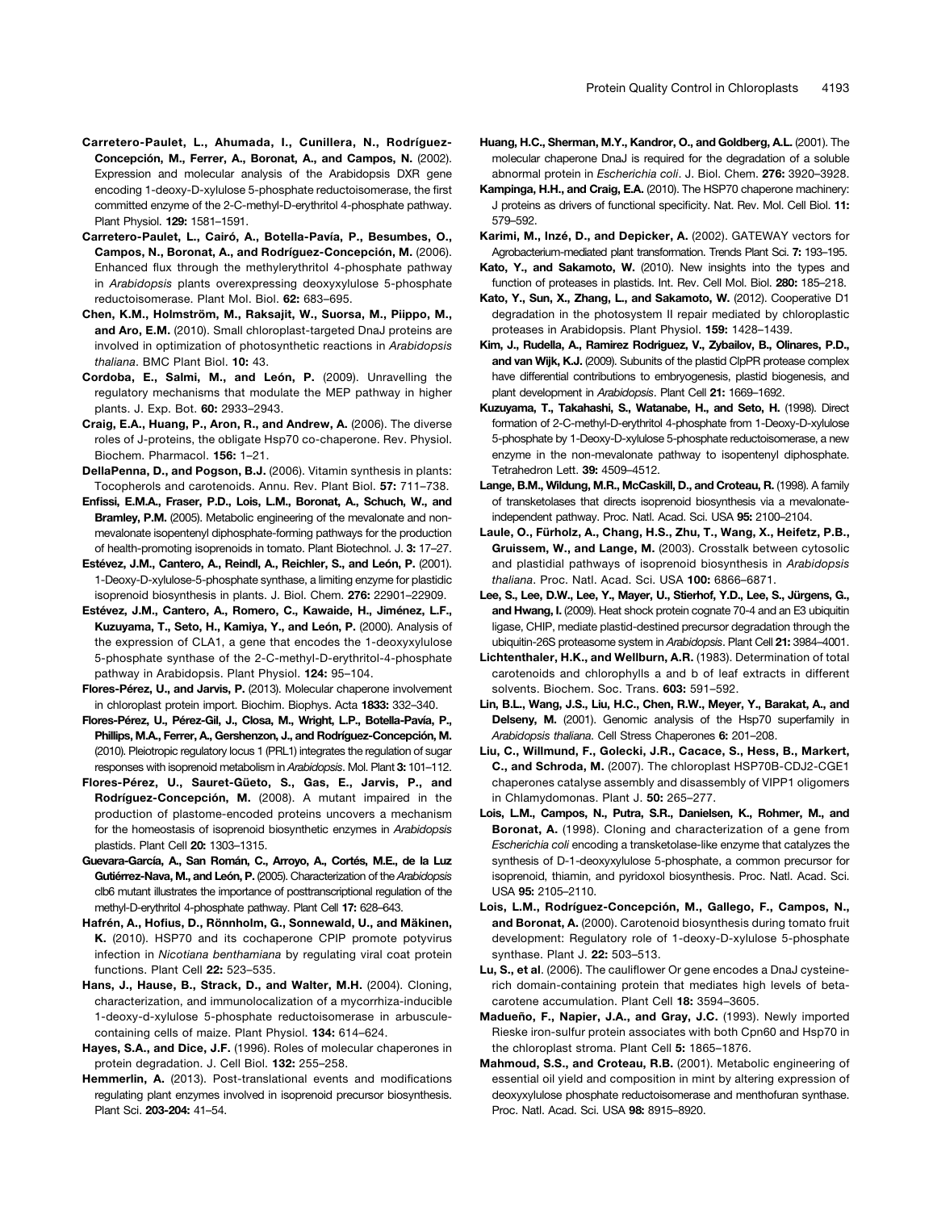**Carretero-Paulet, L., Ahumada, I., Cunillera, N., Rodríguez-Concepción, M., Ferrer, A., Boronat, A., and Campos, N.** (2002). Expression and molecular analysis of the Arabidopsis DXR gene encoding 1-deoxy-D-xylulose 5-phosphate reductoisomerase, the first committed enzyme of the 2-C-methyl-D-erythritol 4-phosphate pathway. Plant Physiol. **129:** 1581–1591.

**Carretero-Paulet, L., Cairó, A., Botella-Pavía, P., Besumbes, O., Campos, N., Boronat, A., and Rodríguez-Concepción, M.** (2006). Enhanced flux through the methylerythritol 4-phosphate pathway in *Arabidopsis* plants overexpressing deoxyxylulose 5-phosphate reductoisomerase. Plant Mol. Biol. **62:** 683–695.

**Chen, K.M., Holmström, M., Raksajit, W., Suorsa, M., Piippo, M., and Aro, E.M.** (2010). Small chloroplast-targeted DnaJ proteins are involved in optimization of photosynthetic reactions in *Arabidopsis thaliana*. BMC Plant Biol. **10:** 43.

**Cordoba, E., Salmi, M., and León, P.** (2009). Unravelling the regulatory mechanisms that modulate the MEP pathway in higher plants. J. Exp. Bot. **60:** 2933–2943.

**Craig, E.A., Huang, P., Aron, R., and Andrew, A.** (2006). The diverse roles of J-proteins, the obligate Hsp70 co-chaperone. Rev. Physiol. Biochem. Pharmacol. **156:** 1–21.

**DellaPenna, D., and Pogson, B.J.** (2006). Vitamin synthesis in plants: Tocopherols and carotenoids. Annu. Rev. Plant Biol. **57:** 711–738.

**Enfissi, E.M.A., Fraser, P.D., Lois, L.M., Boronat, A., Schuch, W., and Bramley, P.M.** (2005). Metabolic engineering of the mevalonate and non-mevalonate isopentenyl diphosphate-forming pathways for the production of health-promoting isoprenoids in tomato. Plant Biotechnol. J. **3:** 17–27.

**Estévez, J.M., Cantero, A., Reindl, A., Reichler, S., and León, P.** (2001). 1-Deoxy-D-xylulose-5-phosphate synthase, a limiting enzyme for plastidic isoprenoid biosynthesis in plants. J. Biol. Chem. **276:** 22901–22909.

**Estévez, J.M., Cantero, A., Romero, C., Kawaide, H., Jiménez, L.F., Kuzuyama, T., Seto, H., Kamiya, Y., and León, P.** (2000). Analysis of the expression of CLA1, a gene that encodes the 1-deoxyxylulose 5-phosphate synthase of the 2-C-methyl-D-erythritol-4-phosphate pathway in Arabidopsis. Plant Physiol. **124:** 95–104.

**Flores-Pérez, U., and Jarvis, P.** (2013). Molecular chaperone involvement in chloroplast protein import. Biochim. Biophys. Acta **1833:** 332–340.

**Flores-Pérez, U., Pérez-Gil, J., Closa, M., Wright, L.P., Botella-Pavía, P., Phillips, M.A., Ferrer, A., Gershenzon, J., and Rodríguez-Concepción, M.** (2010). Pleiotropic regulatory locus 1 (PRL1) integrates the regulation of sugar responses with isoprenoid metabolism in *Arabidopsis*. Mol. Plant **3:** 101–112.

**Flores-Pérez, U., Sauret-Güeto, S., Gas, E., Jarvis, P., and Rodríguez-Concepción, M.** (2008). A mutant impaired in the production of plastome-encoded proteins uncovers a mechanism for the homeostasis of isoprenoid biosynthetic enzymes in *Arabidopsis* plastids. Plant Cell **20:** 1303–1315.

**Guevara-García, A., San Román, C., Arroyo, A., Cortés, M.E., de la Luz Gutiérrez-Nava, M., and León, P.** (2005). Characterization of the *Arabidopsis* clb6 mutant illustrates the importance of posttranscriptional regulation of the methyl-D-erythritol 4-phosphate pathway. Plant Cell **17:** 628–643.

**Hafrén, A., Hofius, D., Rönnholm, G., Sonnewald, U., and Mäkinen, K.** (2010). HSP70 and its cochaperone CPIP promote potyvirus infection in *Nicotiana benthamiana* by regulating viral coat protein functions. Plant Cell **22:** 523–535.

**Hans, J., Hause, B., Strack, D., and Walter, M.H.** (2004). Cloning, characterization, and immunolocalization of a mycorrhiza-inducible 1-deoxy-d-xylulose 5-phosphate reductoisomerase in arbuscule-containing cells of maize. Plant Physiol. **134:** 614–624.

**Hayes, S.A., and Dice, J.F.** (1996). Roles of molecular chaperones in protein degradation. J. Cell Biol. **132:** 255–258.

**Hemmerlin, A.** (2013). Post-translational events and modifications regulating plant enzymes involved in isoprenoid precursor biosynthesis. Plant Sci. **203-204:** 41–54.

**Huang, H.C., Sherman, M.Y., Kandror, O., and Goldberg, A.L.** (2001). The molecular chaperone DnaJ is required for the degradation of a soluble abnormal protein in *Escherichia coli*. J. Biol. Chem. **276:** 3920–3928.

**Kampinga, H.H., and Craig, E.A.** (2010). The HSP70 chaperone machinery: J proteins as drivers of functional specificity. Nat. Rev. Mol. Cell Biol. **11:** 579–592.

**Karimi, M., Inzé, D., and Depicker, A.** (2002). GATEWAY vectors for Agrobacterium-mediated plant transformation. Trends Plant Sci. **7:** 193–195.

**Kato, Y., and Sakamoto, W.** (2010). New insights into the types and function of proteases in plastids. Int. Rev. Cell Mol. Biol. **280:** 185–218.

**Kato, Y., Sun, X., Zhang, L., and Sakamoto, W.** (2012). Cooperative D1 degradation in the photosystem II repair mediated by chloroplastic proteases in Arabidopsis. Plant Physiol. **159:** 1428–1439.

**Kim, J., Rudella, A., Ramirez Rodriguez, V., Zybailov, B., Olinares, P.D., and van Wijk, K.J.** (2009). Subunits of the plastid ClpPR protease complex have differential contributions to embryogenesis, plastid biogenesis, and plant development in *Arabidopsis*. Plant Cell **21:** 1669–1692.

**Kuzuyama, T., Takahashi, S., Watanabe, H., and Seto, H.** (1998). Direct formation of 2-C-methyl-D-erythritol 4-phosphate from 1-Deoxy-D-xylulose 5-phosphate by 1-Deoxy-D-xylulose 5-phosphate reductoisomerase, a new enzyme in the non-mevalonate pathway to isopentenyl diphosphate. Tetrahedron Lett. **39:** 4509–4512.

**Lange, B.M., Wildung, M.R., McCaskill, D., and Croteau, R.** (1998). A family of transketolases that directs isoprenoid biosynthesis via a mevalonate-independent pathway. Proc. Natl. Acad. Sci. USA **95:** 2100–2104.

**Laule, O., Fürholz, A., Chang, H.S., Zhu, T., Wang, X., Heifetz, P.B., Gruissem, W., and Lange, M.** (2003). Crosstalk between cytosolic and plastidial pathways of isoprenoid biosynthesis in *Arabidopsis thaliana*. Proc. Natl. Acad. Sci. USA **100:** 6866–6871.

**Lee, S., Lee, D.W., Lee, Y., Mayer, U., Stierhof, Y.D., Lee, S., Jürgens, G., and Hwang, I.** (2009). Heat shock protein cognate 70-4 and an E3 ubiquitin ligase, CHIP, mediate plastid-destined precursor degradation through the ubiquitin-26S proteasome system in *Arabidopsis*. Plant Cell **21:** 3984–4001.

**Lichtenthaler, H.K., and Wellburn, A.R.** (1983). Determination of total carotenoids and chlorophylls a and b of leaf extracts in different solvents. Biochem. Soc. Trans. **603:** 591–592.

**Lin, B.L., Wang, J.S., Liu, H.C., Chen, R.W., Meyer, Y., Barakat, A., and Delseny, M.** (2001). Genomic analysis of the Hsp70 superfamily in *Arabidopsis thaliana*. Cell Stress Chaperones **6:** 201–208.

**Liu, C., Willmund, F., Golecki, J.R., Cacace, S., Hess, B., Markert, C., and Schroda, M.** (2007). The chloroplast HSP70B-CDJ2-CGE1 chaperones catalyse assembly and disassembly of VIPP1 oligomers in Chlamydomonas. Plant J. **50:** 265–277.

**Lois, L.M., Campos, N., Putra, S.R., Danielsen, K., Rohmer, M., and Boronat, A.** (1998). Cloning and characterization of a gene from *Escherichia coli* encoding a transketolase-like enzyme that catalyzes the synthesis of D-1-deoxyxylulose 5-phosphate, a common precursor for isoprenoid, thiamin, and pyridoxol biosynthesis. Proc. Natl. Acad. Sci. USA **95:** 2105–2110.

**Lois, L.M., Rodríguez-Concepción, M., Gallego, F., Campos, N., and Boronat, A.** (2000). Carotenoid biosynthesis during tomato fruit development: Regulatory role of 1-deoxy-D-xylulose 5-phosphate synthase. Plant J. **22:** 503–513.

**Lu, S., et al.** (2006). The cauliflower Or gene encodes a DnaJ cysteine-rich domain-containing protein that mediates high levels of beta-carotene accumulation. Plant Cell **18:** 3594–3605.

**Madueño, F., Napier, J.A., and Gray, J.C.** (1993). Newly imported Rieske iron-sulfur protein associates with both Cpn60 and Hsp70 in the chloroplast stroma. Plant Cell **5:** 1865–1876.

**Mahmoud, S.S., and Croteau, R.B.** (2001). Metabolic engineering of essential oil yield and composition in mint by altering expression of deoxyxylulose phosphate reductoisomerase and menthofuran synthase. Proc. Natl. Acad. Sci. USA **98:** 8915–8920.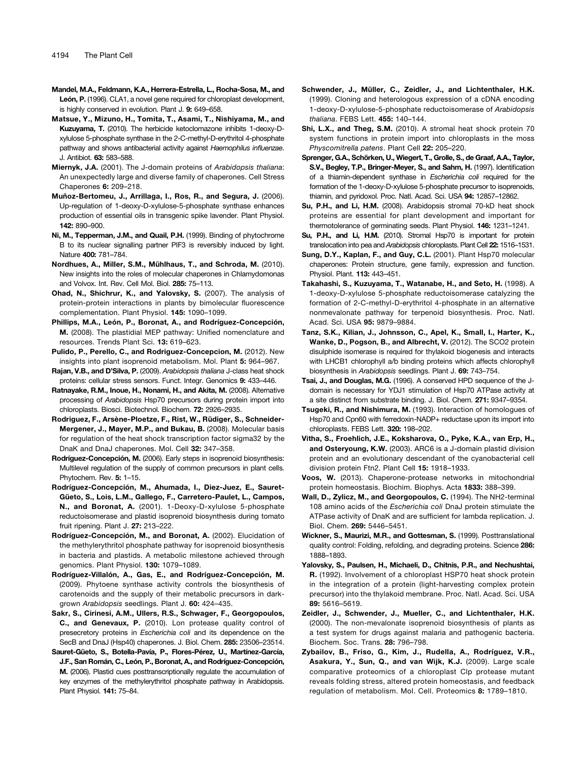**Mandel, M.A., Feldmann, K.A., Herrera-Estrella, L., Rocha-Sosa, M., and León, P.** (1996). CLA1, a novel gene required for chloroplast development, is highly conserved in evolution. Plant J. **9:** 649–658.

**Matsue, Y., Mizuno, H., Tomita, T., Asami, T., Nishiyama, M., and Kuzuyama, T.** (2010). The herbicide ketoclomazone inhibits 1-deoxy-D-xylulose 5-phosphate synthase in the 2-C-methyl-D-erythritol 4-phosphate pathway and shows antibacterial activity against *Haemophilus influenzae*. J. Antibiot. **63:** 583–588.

**Miernyk, J.A.** (2001). The J-domain proteins of *Arabidopsis thaliana*: An unexpectedly large and diverse family of chaperones. Cell Stress Chaperones **6:** 209–218.

**Muñoz-Bertomeu, J., Arrillaga, I., Ros, R., and Segura, J.** (2006). Up-regulation of 1-deoxy-D-xylulose-5-phosphate synthase enhances production of essential oils in transgenic spike lavender. Plant Physiol. **142:** 890–900.

**Ni, M., Tepperman, J.M., and Quail, P.H.** (1999). Binding of phytochrome B to its nuclear signalling partner PIF3 is reversibly induced by light. Nature **400:** 781–784.

**Nordhues, A., Miller, S.M., Mühlhaus, T., and Schroda, M.** (2010). New insights into the roles of molecular chaperones in Chlamydomonas and Volvox. Int. Rev. Cell Mol. Biol. **285:** 75–113.

**Ohad, N., Shichrur, K., and Yalovsky, S.** (2007). The analysis of protein-protein interactions in plants by bimolecular fluorescence complementation. Plant Physiol. **145:** 1090–1099.

**Phillips, M.A., León, P., Boronat, A., and Rodríguez-Concepción, M.** (2008). The plastidial MEP pathway: Unified nomenclature and resources. Trends Plant Sci. **13:** 619–623.

**Pulido, P., Perello, C., and Rodriguez-Concepcion, M.** (2012). New insights into plant isoprenoid metabolism. Mol. Plant **5:** 964–967.

**Rajan, V.B., and D'Silva, P.** (2009). *Arabidopsis thaliana* J-class heat shock proteins: cellular stress sensors. Funct. Integr. Genomics **9:** 433–446.

**Ratnayake, R.M., Inoue, H., Nonami, H., and Akita, M.** (2008). Alternative processing of *Arabidopsis* Hsp70 precursors during protein import into chloroplasts. Biosci. Biotechnol. Biochem. **72:** 2926–2935.

**Rodriguez, F., Arsène-Ploetze, F., Rist, W., Rüdiger, S., Schneider-Mergener, J., Mayer, M.P., and Bukau, B.** (2008). Molecular basis for regulation of the heat shock transcription factor sigma32 by the DnaK and DnaJ chaperones. Mol. Cell **32:** 347–358.

**Rodríguez-Concepción, M.** (2006). Early steps in isoprenoid biosynthesis: Multilevel regulation of the supply of common precursors in plant cells. Phytochem. Rev. **5:** 1–15.

**Rodríguez-Concepción, M., Ahumada, I., Diez-Juez, E., Sauret-Güeto, S., Lois, L.M., Gallego, F., Carretero-Paulet, L., Campos, N., and Boronat, A.** (2001). 1-Deoxy-D-xylulose 5-phosphate reductoisomerase and plastid isoprenoid biosynthesis during tomato fruit ripening. Plant J. **27:** 213–222.

**Rodríguez-Concepción, M., and Boronat, A.** (2002). Elucidation of the methylerythritol phosphate pathway for isoprenoid biosynthesis in bacteria and plastids. A metabolic milestone achieved through genomics. Plant Physiol. **130:** 1079–1089.

**Rodríguez-Villalón, A., Gas, E., and Rodríguez-Concepción, M.** (2009). Phytoene synthase activity controls the biosynthesis of carotenoids and the supply of their metabolic precursors in dark-grown *Arabidopsis* seedlings. Plant J. **60:** 424–435.

**Sakr, S., Cirinesi, A.M., Ullers, R.S., Schwager, F., Georgopoulos, C., and Genevaux, P.** (2010). Lon protease quality control of presecretory proteins in *Escherichia coli* and its dependence on the SecB and DnaJ (Hsp40) chaperones. J. Biol. Chem. **285:** 23506–23514.

**Sauret-Güeto, S., Botella-Pavía, P., Flores-Pérez, U., Martínez-García, J.F., San Román, C., León, P., Boronat, A., and Rodríguez-Concepción, M.** (2006). Plastid cues posttranscriptionally regulate the accumulation of key enzymes of the methylerythritol phosphate pathway in Arabidopsis. Plant Physiol. **141:** 75–84.

**Schwender, J., Müller, C., Zeidler, J., and Lichtenthaler, H.K.** (1999). Cloning and heterologous expression of a cDNA encoding 1-deoxy-D-xylulose-5-phosphate reductoisomerase of *Arabidopsis thaliana*. FEBS Lett. **455:** 140–144.

**Shi, L.X., and Theg, S.M.** (2010). A stromal heat shock protein 70 system functions in protein import into chloroplasts in the moss *Physcomitrella patens*. Plant Cell **22:** 205–220.

**Sprenger, G.A., Schörken, U., Wiegert, T., Grolle, S., de Graaf, A.A., Taylor, S.V., Begley, T.P., Bringer-Meyer, S., and Sahm, H.** (1997). Identification of a thiamin-dependent synthase in *Escherichia coli* required for the formation of the 1-deoxy-D-xylulose 5-phosphate precursor to isoprenoids, thiamin, and pyridoxol. Proc. Natl. Acad. Sci. USA **94:** 12857–12862.

**Su, P.H., and Li, H.M.** (2008). Arabidopsis stromal 70-kD heat shock proteins are essential for plant development and important for thermotolerance of germinating seeds. Plant Physiol. **146:** 1231–1241.

**Su, P.H., and Li, H.M.** (2010). Stromal Hsp70 is important for protein translocation into pea and *Arabidopsis* chloroplasts. Plant Cell **22:** 1516–1531.

**Sung, D.Y., Kaplan, F., and Guy, C.L.** (2001). Plant Hsp70 molecular chaperones: Protein structure, gene family, expression and function. Physiol. Plant. **113:** 443–451.

**Takahashi, S., Kuzuyama, T., Watanabe, H., and Seto, H.** (1998). A 1-deoxy-D-xylulose 5-phosphate reductoisomerase catalyzing the formation of 2-C-methyl-D-erythritol 4-phosphate in an alternative nonmevalonate pathway for terpenoid biosynthesis. Proc. Natl. Acad. Sci. USA **95:** 9879–9884.

**Tanz, S.K., Kilian, J., Johnsson, C., Apel, K., Small, I., Harter, K., Wanke, D., Pogson, B., and Albrecht, V.** (2012). The SCO2 protein disulphide isomerase is required for thylakoid biogenesis and interacts with LHCB1 chlorophyll a/b binding proteins which affects chlorophyll biosynthesis in *Arabidopsis* seedlings. Plant J. **69:** 743–754.

**Tsai, J., and Douglas, M.G.** (1996). A conserved HPD sequence of the J-domain is necessary for YDJ1 stimulation of Hsp70 ATPase activity at a site distinct from substrate binding. J. Biol. Chem. **271:** 9347–9354.

**Tsugeki, R., and Nishimura, M.** (1993). Interaction of homologues of Hsp70 and Cpn60 with ferredoxin-NADP+ reductase upon its import into chloroplasts. FEBS Lett. **320:** 198–202.

**Vitha, S., Froehlich, J.E., Koksharova, O., Pyke, K.A., van Erp, H., and Osteryoung, K.W.** (2003). ARC6 is a J-domain plastid division protein and an evolutionary descendant of the cyanobacterial cell division protein Ftn2. Plant Cell **15:** 1918–1933.

**Voos, W.** (2013). Chaperone-protease networks in mitochondrial protein homeostasis. Biochim. Biophys. Acta **1833:** 388–399.

**Wall, D., Zylicz, M., and Georgopoulos, C.** (1994). The NH2-terminal 108 amino acids of the *Escherichia coli* DnaJ protein stimulate the ATPase activity of DnaK and are sufficient for lambda replication. J. Biol. Chem. **269:** 5446–5451.

**Wickner, S., Maurizi, M.R., and Gottesman, S.** (1999). Posttranslational quality control: Folding, refolding, and degrading proteins. Science **286:** 1888–1893.

**Yalovsky, S., Paulsen, H., Michaeli, D., Chitnis, P.R., and Nechushtai, R.** (1992). Involvement of a chloroplast HSP70 heat shock protein in the integration of a protein (light-harvesting complex protein precursor) into the thylakoid membrane. Proc. Natl. Acad. Sci. USA **89:** 5616–5619.

**Zeidler, J., Schwender, J., Mueller, C., and Lichtenthaler, H.K.** (2000). The non-mevalonate isoprenoid biosynthesis of plants as a test system for drugs against malaria and pathogenic bacteria. Biochem. Soc. Trans. **28:** 796–798.

**Zybailov, B., Friso, G., Kim, J., Rudella, A., Rodríguez, V.R., Asakura, Y., Sun, Q., and van Wijk, K.J.** (2009). Large scale comparative proteomics of a chloroplast Clp protease mutant reveals folding stress, altered protein homeostasis, and feedback regulation of metabolism. Mol. Cell. Proteomics **8:** 1789–1810.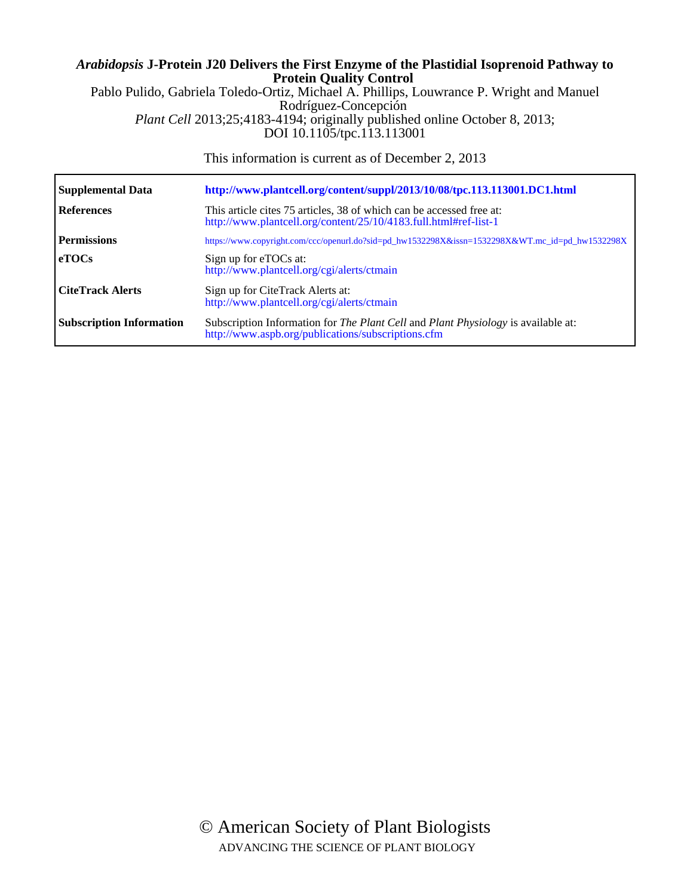***Arabidopsis* J-Protein J20 Delivers the First Enzyme of the Plastidial Isoprenoid Pathway to Protein Quality Control**

Pablo Pulido, Gabriela Toledo-Ortiz, Michael A. Phillips, Lowrance P. Wright and Manuel Rodríguez-Concepción

*Plant Cell* 2013;25;4183-4194; originally published online October 8, 2013;

DOI 10.1105/tpc.113.113001

This information is current as of December 2, 2013

| | |
|---|---|
| **Supplemental Data** | **http://www.plantcell.org/content/suppl/2013/10/08/tpc.113.113001.DC1.html** |
| **References** | This article cites 75 articles, 38 of which can be accessed free at: http://www.plantcell.org/content/25/10/4183.full.html#ref-list-1 |
| **Permissions** | https://www.copyright.com/ccc/openurl.do?sid=pd_hw1532298X&issn=1532298X&WT.mc_id=pd_hw1532298X |
| **eTOCs** | Sign up for eTOCs at: http://www.plantcell.org/cgi/alerts/ctmain |
| **CiteTrack Alerts** | Sign up for CiteTrack Alerts at: http://www.plantcell.org/cgi/alerts/ctmain |
| **Subscription Information** | Subscription Information for *The Plant Cell* and *Plant Physiology* is available at: http://www.aspb.org/publications/subscriptions.cfm |

© American Society of Plant Biologists

ADVANCING THE SCIENCE OF PLANT BIOLOGY